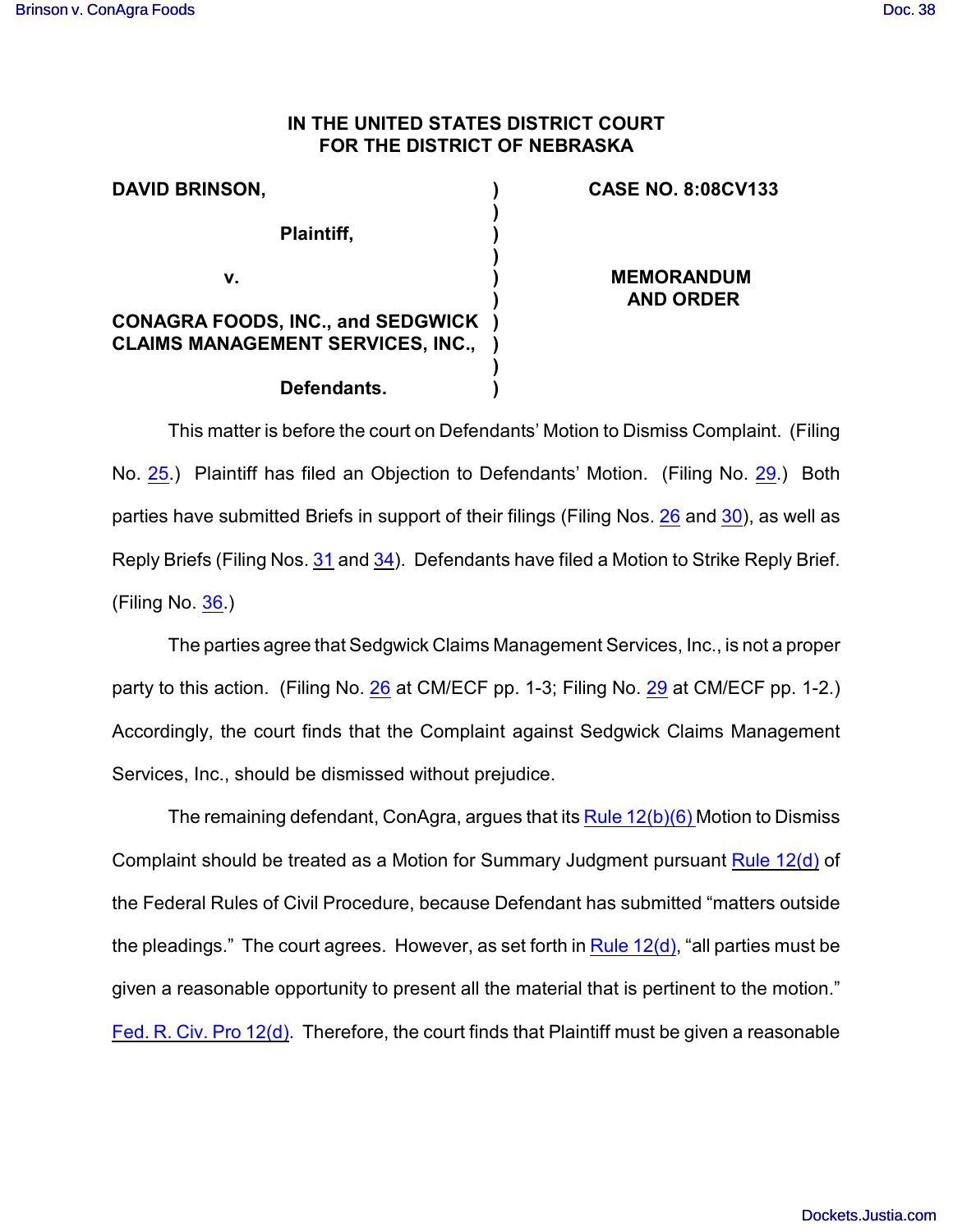**IN THE UNITED STATES DISTRICT COURT**
**FOR THE DISTRICT OF NEBRASKA**

| | | |
|---|---|---|
| **DAVID BRINSON,** | ) | **CASE NO. 8:08CV133** |
| | ) | |
| **Plaintiff,** | ) | |
| | ) | |
| **v.** | ) | **MEMORANDUM AND ORDER** |
| | ) | |
| **CONAGRA FOODS, INC., and SEDGWICK CLAIMS MANAGEMENT SERVICES, INC.,** | ) | |
| | ) | |
| **Defendants.** | ) | |

This matter is before the court on Defendants' Motion to Dismiss Complaint. (Filing No. 25.) Plaintiff has filed an Objection to Defendants' Motion. (Filing No. 29.) Both parties have submitted Briefs in support of their filings (Filing Nos. 26 and 30), as well as Reply Briefs (Filing Nos. 31 and 34). Defendants have filed a Motion to Strike Reply Brief. (Filing No. 36.)

The parties agree that Sedgwick Claims Management Services, Inc., is not a proper party to this action. (Filing No. 26 at CM/ECF pp. 1-3; Filing No. 29 at CM/ECF pp. 1-2.) Accordingly, the court finds that the Complaint against Sedgwick Claims Management Services, Inc., should be dismissed without prejudice.

The remaining defendant, ConAgra, argues that its Rule 12(b)(6) Motion to Dismiss Complaint should be treated as a Motion for Summary Judgment pursuant Rule 12(d) of the Federal Rules of Civil Procedure, because Defendant has submitted "matters outside the pleadings." The court agrees. However, as set forth in Rule 12(d), "all parties must be given a reasonable opportunity to present all the material that is pertinent to the motion." Fed. R. Civ. Pro 12(d). Therefore, the court finds that Plaintiff must be given a reasonable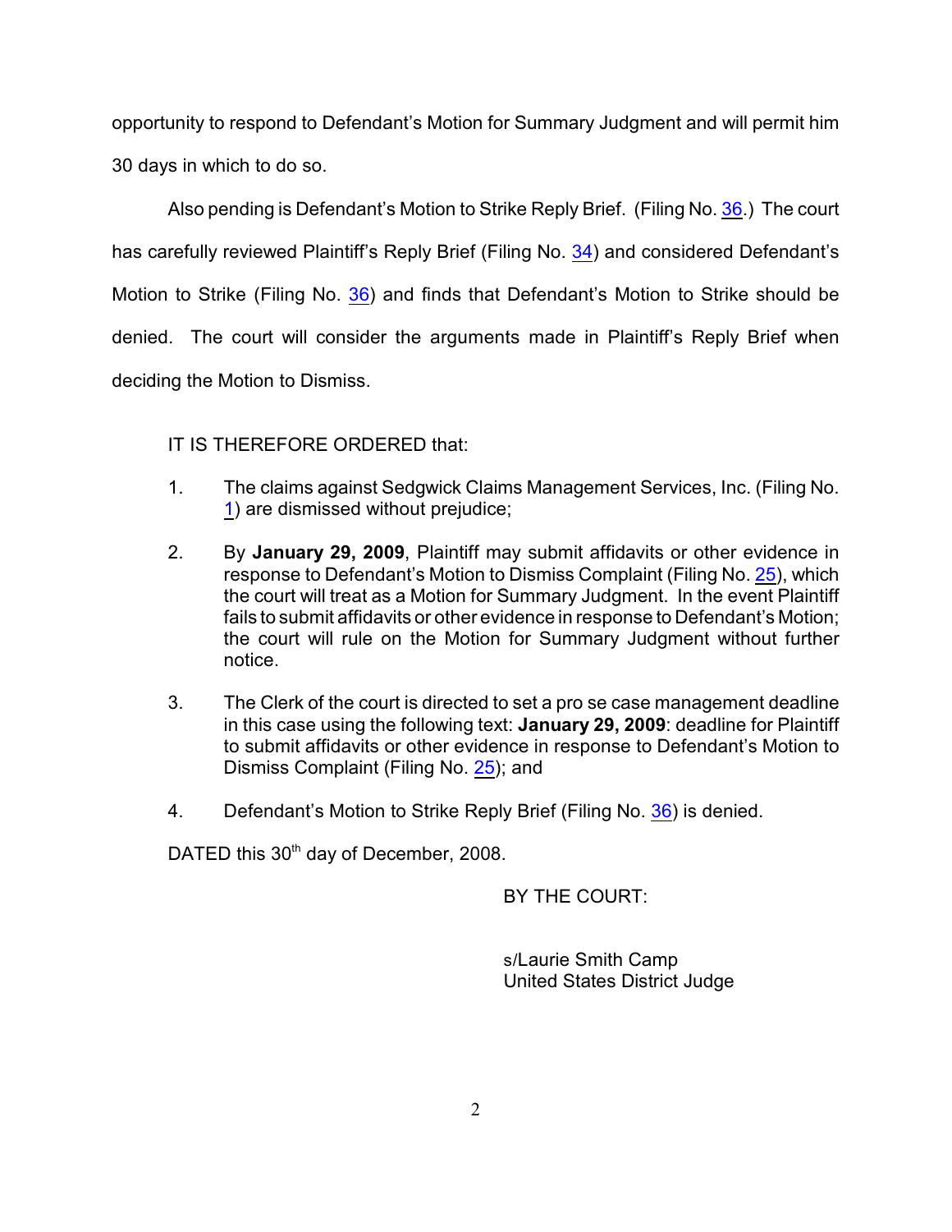opportunity to respond to Defendant's Motion for Summary Judgment and will permit him 30 days in which to do so.

Also pending is Defendant's Motion to Strike Reply Brief. (Filing No. 36.) The court has carefully reviewed Plaintiff's Reply Brief (Filing No. 34) and considered Defendant's Motion to Strike (Filing No. 36) and finds that Defendant's Motion to Strike should be denied. The court will consider the arguments made in Plaintiff's Reply Brief when deciding the Motion to Dismiss.

IT IS THEREFORE ORDERED that:

1. The claims against Sedgwick Claims Management Services, Inc. (Filing No. 1) are dismissed without prejudice;

2. By **January 29, 2009**, Plaintiff may submit affidavits or other evidence in response to Defendant's Motion to Dismiss Complaint (Filing No. 25), which the court will treat as a Motion for Summary Judgment. In the event Plaintiff fails to submit affidavits or other evidence in response to Defendant's Motion; the court will rule on the Motion for Summary Judgment without further notice.

3. The Clerk of the court is directed to set a pro se case management deadline in this case using the following text: **January 29, 2009**: deadline for Plaintiff to submit affidavits or other evidence in response to Defendant's Motion to Dismiss Complaint (Filing No. 25); and

4. Defendant's Motion to Strike Reply Brief (Filing No. 36) is denied.

DATED this 30th day of December, 2008.

BY THE COURT:

s/Laurie Smith Camp
United States District Judge